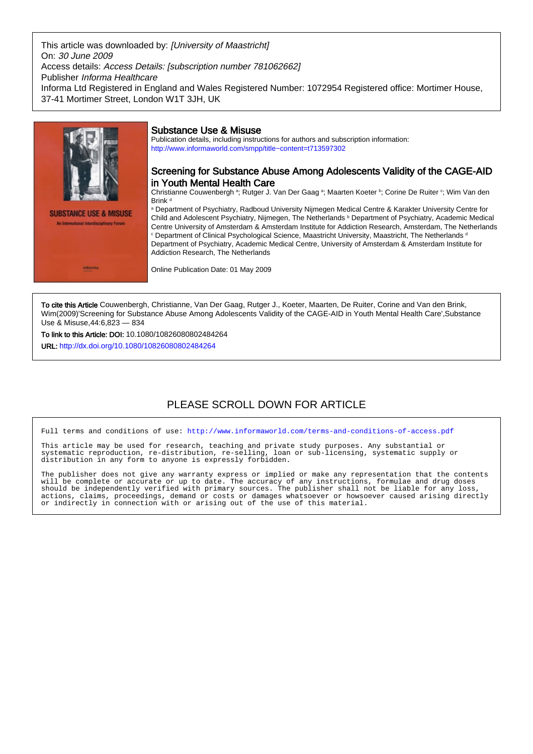This article was downloaded by: *[University of Maastricht]*
On: *30 June 2009*
Access details: *Access Details: [subscription number 781062662]*
Publisher *Informa Healthcare*
Informa Ltd Registered in England and Wales Registered Number: 1072954 Registered office: Mortimer House, 37-41 Mortimer Street, London W1T 3JH, UK

## Substance Use & Misuse

Publication details, including instructions for authors and subscription information:
http://www.informaworld.com/smpp/title~content=t713597302

## Screening for Substance Abuse Among Adolescents Validity of the CAGE-AID in Youth Mental Health Care

Christianne Couwenbergh [a]; Rutger J. Van Der Gaag [a]; Maarten Koeter [b]; Corine De Ruiter [c]; Wim Van den Brink [d]

[a] Department of Psychiatry, Radboud University Nijmegen Medical Centre & Karakter University Centre for Child and Adolescent Psychiatry, Nijmegen, The Netherlands [b] Department of Psychiatry, Academic Medical Centre University of Amsterdam & Amsterdam Institute for Addiction Research, Amsterdam, The Netherlands [c] Department of Clinical Psychological Science, Maastricht University, Maastricht, The Netherlands [d] Department of Psychiatry, Academic Medical Centre, University of Amsterdam & Amsterdam Institute for Addiction Research, The Netherlands

Online Publication Date: 01 May 2009

**To cite this Article** Couwenbergh, Christianne, Van Der Gaag, Rutger J., Koeter, Maarten, De Ruiter, Corine and Van den Brink, Wim(2009)'Screening for Substance Abuse Among Adolescents Validity of the CAGE-AID in Youth Mental Health Care',Substance Use & Misuse,44:6,823 — 834

**To link to this Article: DOI:** 10.1080/10826080802484264

**URL:** http://dx.doi.org/10.1080/10826080802484264

PLEASE SCROLL DOWN FOR ARTICLE

Full terms and conditions of use: http://www.informaworld.com/terms-and-conditions-of-access.pdf

This article may be used for research, teaching and private study purposes. Any substantial or systematic reproduction, re-distribution, re-selling, loan or sub-licensing, systematic supply or distribution in any form to anyone is expressly forbidden.

The publisher does not give any warranty express or implied or make any representation that the contents will be complete or accurate or up to date. The accuracy of any instructions, formulae and drug doses should be independently verified with primary sources. The publisher shall not be liable for any loss, actions, claims, proceedings, demand or costs or damages whatsoever or howsoever caused arising directly or indirectly in connection with or arising out of the use of this material.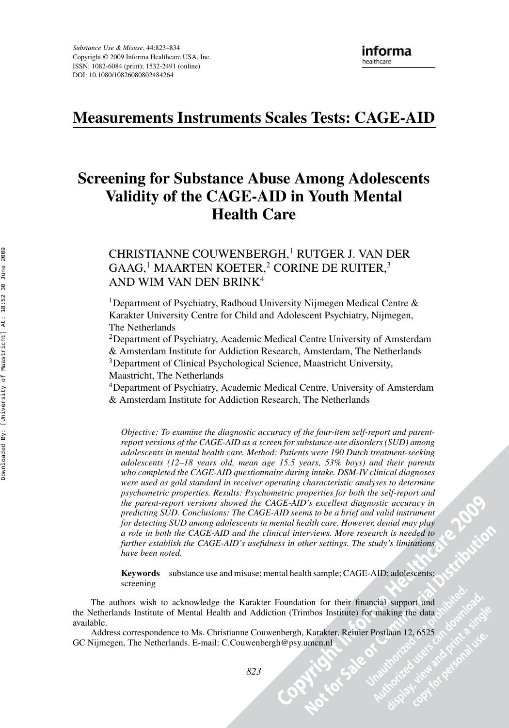# Measurements Instruments Scales Tests: CAGE-AID

# Screening for Substance Abuse Among Adolescents Validity of the CAGE-AID in Youth Mental Health Care

CHRISTIANNE COUWENBERGH,[1] RUTGER J. VAN DER GAAG,[1] MAARTEN KOETER,[2] CORINE DE RUITER,[3] AND WIM VAN DEN BRINK[4]

[1]Department of Psychiatry, Radboud University Nijmegen Medical Centre & Karakter University Centre for Child and Adolescent Psychiatry, Nijmegen, The Netherlands

[2]Department of Psychiatry, Academic Medical Centre University of Amsterdam & Amsterdam Institute for Addiction Research, Amsterdam, The Netherlands

[3]Department of Clinical Psychological Science, Maastricht University, Maastricht, The Netherlands

[4]Department of Psychiatry, Academic Medical Centre, University of Amsterdam & Amsterdam Institute for Addiction Research, The Netherlands

*Objective: To examine the diagnostic accuracy of the four-item self-report and parent-report versions of the CAGE-AID as a screen for substance-use disorders (SUD) among adolescents in mental health care. Method: Patients were 190 Dutch treatment-seeking adolescents (12–18 years old, mean age 15.5 years, 53% boys) and their parents who completed the CAGE-AID questionnaire during intake. DSM-IV clinical diagnoses were used as gold standard in receiver operating characteristic analyses to determine psychometric properties. Results: Psychometric properties for both the self-report and the parent-report versions showed the CAGE-AID's excellent diagnostic accuracy in predicting SUD. Conclusions: The CAGE-AID seems to be a brief and valid instrument for detecting SUD among adolescents in mental health care. However, denial may play a role in both the CAGE-AID and the clinical interviews. More research is needed to further establish the CAGE-AID's usefulness in other settings. The study's limitations have been noted.*

**Keywords** substance use and misuse; mental health sample; CAGE-AID; adolescents; screening

The authors wish to acknowledge the Karakter Foundation for their financial support and the Netherlands Institute of Mental Health and Addiction (Trimbos Institute) for making the data available.

Address correspondence to Ms. Christianne Couwenbergh, Karakter, Reinier Postlaan 12, 6525 GC Nijmegen, The Netherlands. E-mail: C.Couwenbergh@psy.umcn.nl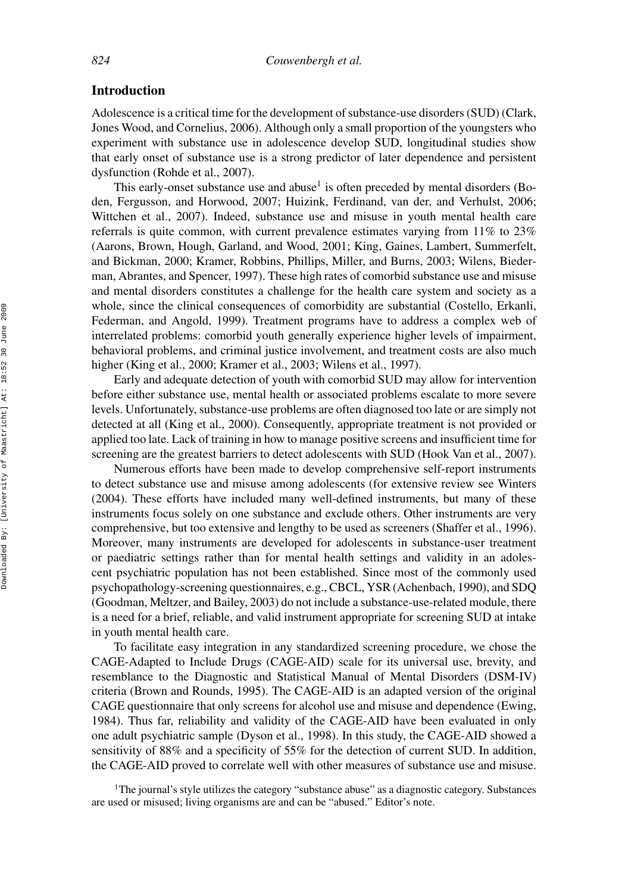## Introduction

Adolescence is a critical time for the development of substance-use disorders (SUD) (Clark, Jones Wood, and Cornelius, 2006). Although only a small proportion of the youngsters who experiment with substance use in adolescence develop SUD, longitudinal studies show that early onset of substance use is a strong predictor of later dependence and persistent dysfunction (Rohde et al., 2007).

This early-onset substance use and abuse[1] is often preceded by mental disorders (Boden, Fergusson, and Horwood, 2007; Huizink, Ferdinand, van der, and Verhulst, 2006; Wittchen et al., 2007). Indeed, substance use and misuse in youth mental health care referrals is quite common, with current prevalence estimates varying from 11% to 23% (Aarons, Brown, Hough, Garland, and Wood, 2001; King, Gaines, Lambert, Summerfelt, and Bickman, 2000; Kramer, Robbins, Phillips, Miller, and Burns, 2003; Wilens, Biederman, Abrantes, and Spencer, 1997). These high rates of comorbid substance use and misuse and mental disorders constitutes a challenge for the health care system and society as a whole, since the clinical consequences of comorbidity are substantial (Costello, Erkanli, Federman, and Angold, 1999). Treatment programs have to address a complex web of interrelated problems: comorbid youth generally experience higher levels of impairment, behavioral problems, and criminal justice involvement, and treatment costs are also much higher (King et al., 2000; Kramer et al., 2003; Wilens et al., 1997).

Early and adequate detection of youth with comorbid SUD may allow for intervention before either substance use, mental health or associated problems escalate to more severe levels. Unfortunately, substance-use problems are often diagnosed too late or are simply not detected at all (King et al., 2000). Consequently, appropriate treatment is not provided or applied too late. Lack of training in how to manage positive screens and insufficient time for screening are the greatest barriers to detect adolescents with SUD (Hook Van et al., 2007).

Numerous efforts have been made to develop comprehensive self-report instruments to detect substance use and misuse among adolescents (for extensive review see Winters (2004). These efforts have included many well-defined instruments, but many of these instruments focus solely on one substance and exclude others. Other instruments are very comprehensive, but too extensive and lengthy to be used as screeners (Shaffer et al., 1996). Moreover, many instruments are developed for adolescents in substance-user treatment or paediatric settings rather than for mental health settings and validity in an adolescent psychiatric population has not been established. Since most of the commonly used psychopathology-screening questionnaires, e.g., CBCL, YSR (Achenbach, 1990), and SDQ (Goodman, Meltzer, and Bailey, 2003) do not include a substance-use-related module, there is a need for a brief, reliable, and valid instrument appropriate for screening SUD at intake in youth mental health care.

To facilitate easy integration in any standardized screening procedure, we chose the CAGE-Adapted to Include Drugs (CAGE-AID) scale for its universal use, brevity, and resemblance to the Diagnostic and Statistical Manual of Mental Disorders (DSM-IV) criteria (Brown and Rounds, 1995). The CAGE-AID is an adapted version of the original CAGE questionnaire that only screens for alcohol use and misuse and dependence (Ewing, 1984). Thus far, reliability and validity of the CAGE-AID have been evaluated in only one adult psychiatric sample (Dyson et al., 1998). In this study, the CAGE-AID showed a sensitivity of 88% and a specificity of 55% for the detection of current SUD. In addition, the CAGE-AID proved to correlate well with other measures of substance use and misuse.

[1]The journal's style utilizes the category "substance abuse" as a diagnostic category. Substances are used or misused; living organisms are and can be "abused." Editor's note.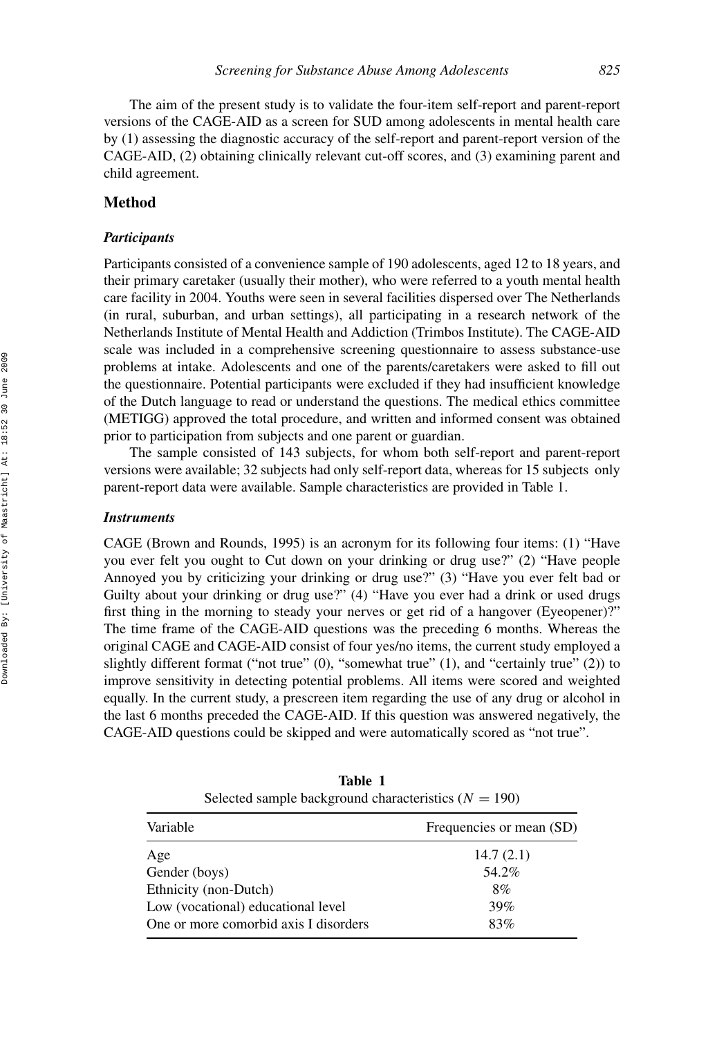The aim of the present study is to validate the four-item self-report and parent-report versions of the CAGE-AID as a screen for SUD among adolescents in mental health care by (1) assessing the diagnostic accuracy of the self-report and parent-report version of the CAGE-AID, (2) obtaining clinically relevant cut-off scores, and (3) examining parent and child agreement.

## Method

### *Participants*

Participants consisted of a convenience sample of 190 adolescents, aged 12 to 18 years, and their primary caretaker (usually their mother), who were referred to a youth mental health care facility in 2004. Youths were seen in several facilities dispersed over The Netherlands (in rural, suburban, and urban settings), all participating in a research network of the Netherlands Institute of Mental Health and Addiction (Trimbos Institute). The CAGE-AID scale was included in a comprehensive screening questionnaire to assess substance-use problems at intake. Adolescents and one of the parents/caretakers were asked to fill out the questionnaire. Potential participants were excluded if they had insufficient knowledge of the Dutch language to read or understand the questions. The medical ethics committee (METIGG) approved the total procedure, and written and informed consent was obtained prior to participation from subjects and one parent or guardian.

The sample consisted of 143 subjects, for whom both self-report and parent-report versions were available; 32 subjects had only self-report data, whereas for 15 subjects only parent-report data were available. Sample characteristics are provided in Table 1.

### *Instruments*

CAGE (Brown and Rounds, 1995) is an acronym for its following four items: (1) "Have you ever felt you ought to Cut down on your drinking or drug use?" (2) "Have people Annoyed you by criticizing your drinking or drug use?" (3) "Have you ever felt bad or Guilty about your drinking or drug use?" (4) "Have you ever had a drink or used drugs first thing in the morning to steady your nerves or get rid of a hangover (Eyeopener)?" The time frame of the CAGE-AID questions was the preceding 6 months. Whereas the original CAGE and CAGE-AID consist of four yes/no items, the current study employed a slightly different format ("not true" (0), "somewhat true" (1), and "certainly true" (2)) to improve sensitivity in detecting potential problems. All items were scored and weighted equally. In the current study, a prescreen item regarding the use of any drug or alcohol in the last 6 months preceded the CAGE-AID. If this question was answered negatively, the CAGE-AID questions could be skipped and were automatically scored as "not true".

**Table 1**
Selected sample background characteristics ($N = 190$)

| Variable | Frequencies or mean (SD) |
|---|---|
| Age | 14.7 (2.1) |
| Gender (boys) | 54.2% |
| Ethnicity (non-Dutch) | 8% |
| Low (vocational) educational level | 39% |
| One or more comorbid axis I disorders | 83% |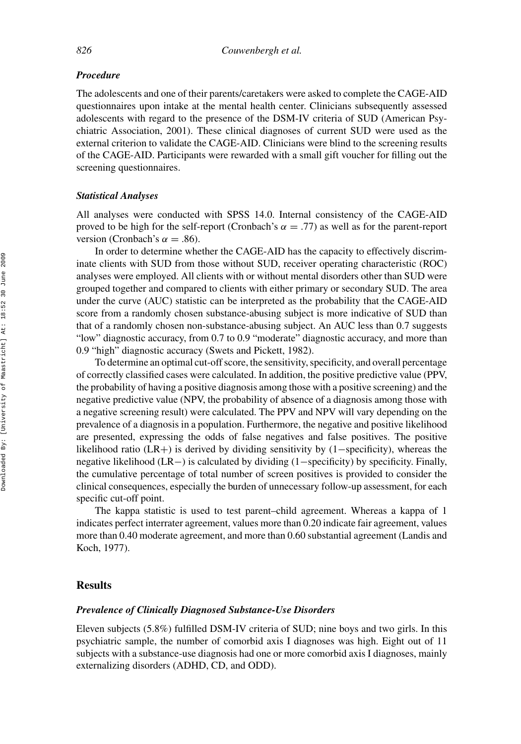### Procedure

The adolescents and one of their parents/caretakers were asked to complete the CAGE-AID questionnaires upon intake at the mental health center. Clinicians subsequently assessed adolescents with regard to the presence of the DSM-IV criteria of SUD (American Psychiatric Association, 2001). These clinical diagnoses of current SUD were used as the external criterion to validate the CAGE-AID. Clinicians were blind to the screening results of the CAGE-AID. Participants were rewarded with a small gift voucher for filling out the screening questionnaires.

### Statistical Analyses

All analyses were conducted with SPSS 14.0. Internal consistency of the CAGE-AID proved to be high for the self-report (Cronbach's $\alpha = .77$) as well as for the parent-report version (Cronbach's $\alpha = .86$).

In order to determine whether the CAGE-AID has the capacity to effectively discriminate clients with SUD from those without SUD, receiver operating characteristic (ROC) analyses were employed. All clients with or without mental disorders other than SUD were grouped together and compared to clients with either primary or secondary SUD. The area under the curve (AUC) statistic can be interpreted as the probability that the CAGE-AID score from a randomly chosen substance-abusing subject is more indicative of SUD than that of a randomly chosen non-substance-abusing subject. An AUC less than 0.7 suggests "low" diagnostic accuracy, from 0.7 to 0.9 "moderate" diagnostic accuracy, and more than 0.9 "high" diagnostic accuracy (Swets and Pickett, 1982).

To determine an optimal cut-off score, the sensitivity, specificity, and overall percentage of correctly classified cases were calculated. In addition, the positive predictive value (PPV, the probability of having a positive diagnosis among those with a positive screening) and the negative predictive value (NPV, the probability of absence of a diagnosis among those with a negative screening result) were calculated. The PPV and NPV will vary depending on the prevalence of a diagnosis in a population. Furthermore, the negative and positive likelihood are presented, expressing the odds of false negatives and false positives. The positive likelihood ratio (LR+) is derived by dividing sensitivity by (1−specificity), whereas the negative likelihood (LR−) is calculated by dividing (1−specificity) by specificity. Finally, the cumulative percentage of total number of screen positives is provided to consider the clinical consequences, especially the burden of unnecessary follow-up assessment, for each specific cut-off point.

The kappa statistic is used to test parent–child agreement. Whereas a kappa of 1 indicates perfect interrater agreement, values more than 0.20 indicate fair agreement, values more than 0.40 moderate agreement, and more than 0.60 substantial agreement (Landis and Koch, 1977).

## Results

### Prevalence of Clinically Diagnosed Substance-Use Disorders

Eleven subjects (5.8%) fulfilled DSM-IV criteria of SUD; nine boys and two girls. In this psychiatric sample, the number of comorbid axis I diagnoses was high. Eight out of 11 subjects with a substance-use diagnosis had one or more comorbid axis I diagnoses, mainly externalizing disorders (ADHD, CD, and ODD).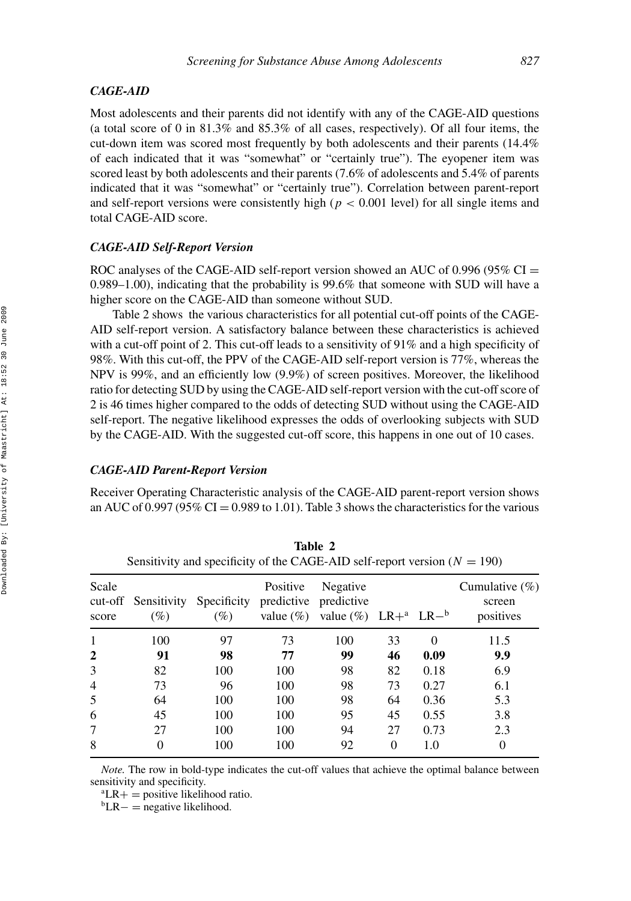### *CAGE-AID*

Most adolescents and their parents did not identify with any of the CAGE-AID questions (a total score of 0 in 81.3% and 85.3% of all cases, respectively). Of all four items, the cut-down item was scored most frequently by both adolescents and their parents (14.4% of each indicated that it was "somewhat" or "certainly true"). The eyopener item was scored least by both adolescents and their parents (7.6% of adolescents and 5.4% of parents indicated that it was "somewhat" or "certainly true"). Correlation between parent-report and self-report versions were consistently high ($p < 0.001$ level) for all single items and total CAGE-AID score.

### *CAGE-AID Self-Report Version*

ROC analyses of the CAGE-AID self-report version showed an AUC of 0.996 (95% CI = 0.989–1.00), indicating that the probability is 99.6% that someone with SUD will have a higher score on the CAGE-AID than someone without SUD.

Table 2 shows the various characteristics for all potential cut-off points of the CAGE-AID self-report version. A satisfactory balance between these characteristics is achieved with a cut-off point of 2. This cut-off leads to a sensitivity of 91% and a high specificity of 98%. With this cut-off, the PPV of the CAGE-AID self-report version is 77%, whereas the NPV is 99%, and an efficiently low (9.9%) of screen positives. Moreover, the likelihood ratio for detecting SUD by using the CAGE-AID self-report version with the cut-off score of 2 is 46 times higher compared to the odds of detecting SUD without using the CAGE-AID self-report. The negative likelihood expresses the odds of overlooking subjects with SUD by the CAGE-AID. With the suggested cut-off score, this happens in one out of 10 cases.

### *CAGE-AID Parent-Report Version*

Receiver Operating Characteristic analysis of the CAGE-AID parent-report version shows an AUC of 0.997 (95% CI = 0.989 to 1.01). Table 3 shows the characteristics for the various

**Table 2**
Sensitivity and specificity of the CAGE-AID self-report version ($N = 190$)

| Scale cut-off score | Sensitivity (%) | Specificity (%) | Positive predictive value (%) | Negative predictive value (%) | LR+[a] | LR−[b] | Cumulative (%) screen positives |
|---|---|---|---|---|---|---|---|
| 1 | 100 | 97 | 73 | 100 | 33 | 0 | 11.5 |
| **2** | **91** | **98** | **77** | **99** | **46** | **0.09** | **9.9** |
| 3 | 82 | 100 | 100 | 98 | 82 | 0.18 | 6.9 |
| 4 | 73 | 96 | 100 | 98 | 73 | 0.27 | 6.1 |
| 5 | 64 | 100 | 100 | 98 | 64 | 0.36 | 5.3 |
| 6 | 45 | 100 | 100 | 95 | 45 | 0.55 | 3.8 |
| 7 | 27 | 100 | 100 | 94 | 27 | 0.73 | 2.3 |
| 8 | 0 | 100 | 100 | 92 | 0 | 1.0 | 0 |

*Note.* The row in bold-type indicates the cut-off values that achieve the optimal balance between sensitivity and specificity.

[a]LR+ = positive likelihood ratio.

[b]LR− = negative likelihood.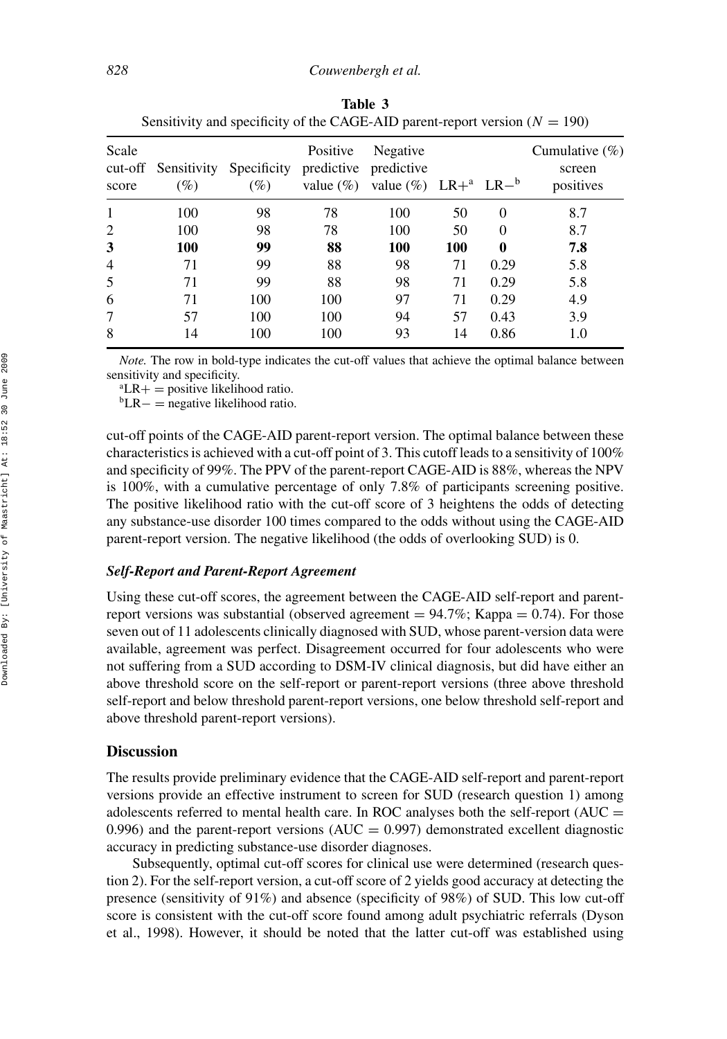**Table 3**
Sensitivity and specificity of the CAGE-AID parent-report version ($N = 190$)

| Scale cut-off score | Sensitivity (%) | Specificity (%) | Positive predictive value (%) | Negative predictive value (%) | LR+[a] | LR−[b] | Cumulative (%) screen positives |
|---|---|---|---|---|---|---|---|
| 1 | 100 | 98 | 78 | 100 | 50 | 0 | 8.7 |
| 2 | 100 | 98 | 78 | 100 | 50 | 0 | 8.7 |
| **3** | **100** | **99** | **88** | **100** | **100** | **0** | **7.8** |
| 4 | 71 | 99 | 88 | 98 | 71 | 0.29 | 5.8 |
| 5 | 71 | 99 | 88 | 98 | 71 | 0.29 | 5.8 |
| 6 | 71 | 100 | 100 | 97 | 71 | 0.29 | 4.9 |
| 7 | 57 | 100 | 100 | 94 | 57 | 0.43 | 3.9 |
| 8 | 14 | 100 | 100 | 93 | 14 | 0.86 | 1.0 |

*Note.* The row in bold-type indicates the cut-off values that achieve the optimal balance between sensitivity and specificity.
[a]LR+ = positive likelihood ratio.
[b]LR− = negative likelihood ratio.

cut-off points of the CAGE-AID parent-report version. The optimal balance between these characteristics is achieved with a cut-off point of 3. This cutoff leads to a sensitivity of 100% and specificity of 99%. The PPV of the parent-report CAGE-AID is 88%, whereas the NPV is 100%, with a cumulative percentage of only 7.8% of participants screening positive. The positive likelihood ratio with the cut-off score of 3 heightens the odds of detecting any substance-use disorder 100 times compared to the odds without using the CAGE-AID parent-report version. The negative likelihood (the odds of overlooking SUD) is 0.

### *Self-Report and Parent-Report Agreement*

Using these cut-off scores, the agreement between the CAGE-AID self-report and parent-report versions was substantial (observed agreement = 94.7%; Kappa = 0.74). For those seven out of 11 adolescents clinically diagnosed with SUD, whose parent-version data were available, agreement was perfect. Disagreement occurred for four adolescents who were not suffering from a SUD according to DSM-IV clinical diagnosis, but did have either an above threshold score on the self-report or parent-report versions (three above threshold self-report and below threshold parent-report versions, one below threshold self-report and above threshold parent-report versions).

## Discussion

The results provide preliminary evidence that the CAGE-AID self-report and parent-report versions provide an effective instrument to screen for SUD (research question 1) among adolescents referred to mental health care. In ROC analyses both the self-report (AUC = 0.996) and the parent-report versions (AUC = 0.997) demonstrated excellent diagnostic accuracy in predicting substance-use disorder diagnoses.

Subsequently, optimal cut-off scores for clinical use were determined (research question 2). For the self-report version, a cut-off score of 2 yields good accuracy at detecting the presence (sensitivity of 91%) and absence (specificity of 98%) of SUD. This low cut-off score is consistent with the cut-off score found among adult psychiatric referrals (Dyson et al., 1998). However, it should be noted that the latter cut-off was established using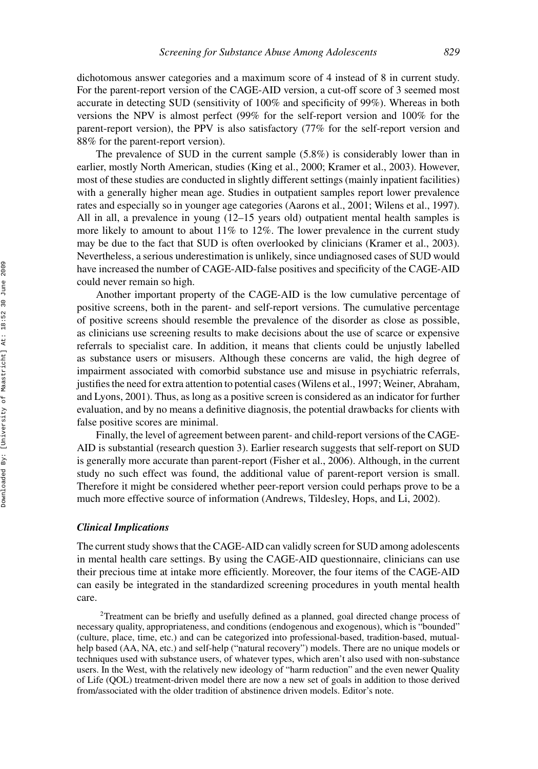dichotomous answer categories and a maximum score of 4 instead of 8 in current study. For the parent-report version of the CAGE-AID version, a cut-off score of 3 seemed most accurate in detecting SUD (sensitivity of 100% and specificity of 99%). Whereas in both versions the NPV is almost perfect (99% for the self-report version and 100% for the parent-report version), the PPV is also satisfactory (77% for the self-report version and 88% for the parent-report version).

The prevalence of SUD in the current sample (5.8%) is considerably lower than in earlier, mostly North American, studies (King et al., 2000; Kramer et al., 2003). However, most of these studies are conducted in slightly different settings (mainly inpatient facilities) with a generally higher mean age. Studies in outpatient samples report lower prevalence rates and especially so in younger age categories (Aarons et al., 2001; Wilens et al., 1997). All in all, a prevalence in young (12–15 years old) outpatient mental health samples is more likely to amount to about 11% to 12%. The lower prevalence in the current study may be due to the fact that SUD is often overlooked by clinicians (Kramer et al., 2003). Nevertheless, a serious underestimation is unlikely, since undiagnosed cases of SUD would have increased the number of CAGE-AID-false positives and specificity of the CAGE-AID could never remain so high.

Another important property of the CAGE-AID is the low cumulative percentage of positive screens, both in the parent- and self-report versions. The cumulative percentage of positive screens should resemble the prevalence of the disorder as close as possible, as clinicians use screening results to make decisions about the use of scarce or expensive referrals to specialist care. In addition, it means that clients could be unjustly labelled as substance users or misusers. Although these concerns are valid, the high degree of impairment associated with comorbid substance use and misuse in psychiatric referrals, justifies the need for extra attention to potential cases (Wilens et al., 1997; Weiner, Abraham, and Lyons, 2001). Thus, as long as a positive screen is considered as an indicator for further evaluation, and by no means a definitive diagnosis, the potential drawbacks for clients with false positive scores are minimal.

Finally, the level of agreement between parent- and child-report versions of the CAGE-AID is substantial (research question 3). Earlier research suggests that self-report on SUD is generally more accurate than parent-report (Fisher et al., 2006). Although, in the current study no such effect was found, the additional value of parent-report version is small. Therefore it might be considered whether peer-report version could perhaps prove to be a much more effective source of information (Andrews, Tildesley, Hops, and Li, 2002).

### *Clinical Implications*

The current study shows that the CAGE-AID can validly screen for SUD among adolescents in mental health care settings. By using the CAGE-AID questionnaire, clinicians can use their precious time at intake more efficiently. Moreover, the four items of the CAGE-AID can easily be integrated in the standardized screening procedures in youth mental health care.

[2]Treatment can be briefly and usefully defined as a planned, goal directed change process of necessary quality, appropriateness, and conditions (endogenous and exogenous), which is "bounded" (culture, place, time, etc.) and can be categorized into professional-based, tradition-based, mutual-help based (AA, NA, etc.) and self-help ("natural recovery") models. There are no unique models or techniques used with substance users, of whatever types, which aren't also used with non-substance users. In the West, with the relatively new ideology of "harm reduction" and the even newer Quality of Life (QOL) treatment-driven model there are now a new set of goals in addition to those derived from/associated with the older tradition of abstinence driven models. Editor's note.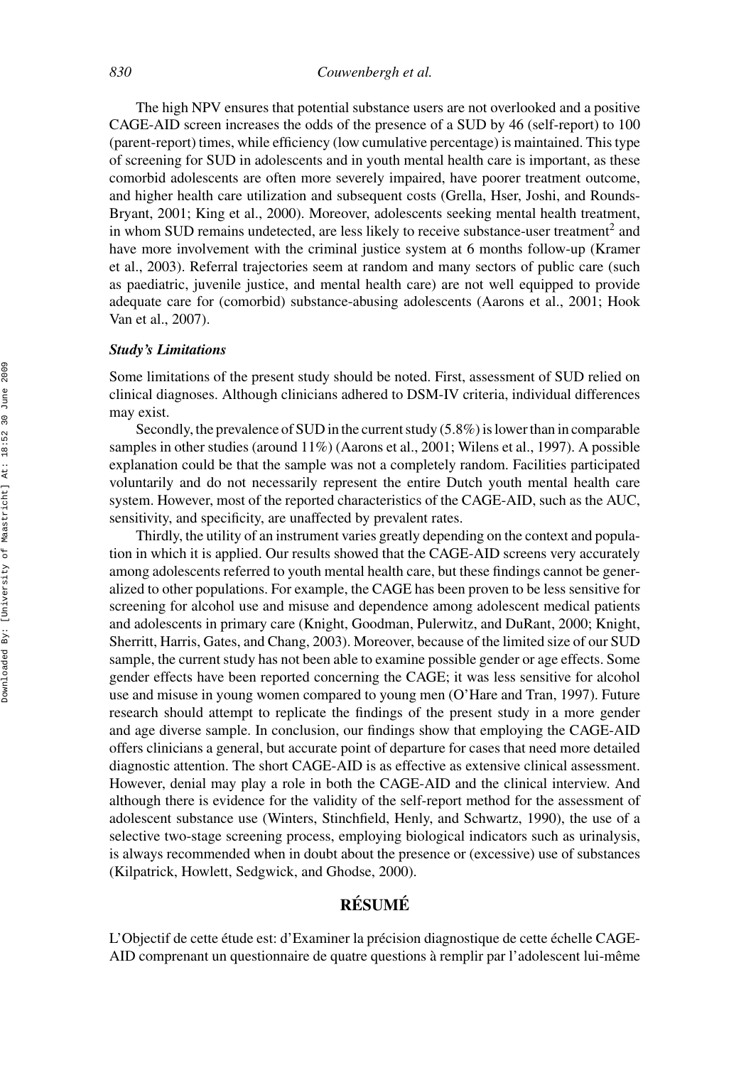The high NPV ensures that potential substance users are not overlooked and a positive CAGE-AID screen increases the odds of the presence of a SUD by 46 (self-report) to 100 (parent-report) times, while efficiency (low cumulative percentage) is maintained. This type of screening for SUD in adolescents and in youth mental health care is important, as these comorbid adolescents are often more severely impaired, have poorer treatment outcome, and higher health care utilization and subsequent costs (Grella, Hser, Joshi, and Rounds-Bryant, 2001; King et al., 2000). Moreover, adolescents seeking mental health treatment, in whom SUD remains undetected, are less likely to receive substance-user treatment[2] and have more involvement with the criminal justice system at 6 months follow-up (Kramer et al., 2003). Referral trajectories seem at random and many sectors of public care (such as paediatric, juvenile justice, and mental health care) are not well equipped to provide adequate care for (comorbid) substance-abusing adolescents (Aarons et al., 2001; Hook Van et al., 2007).

### *Study's Limitations*

Some limitations of the present study should be noted. First, assessment of SUD relied on clinical diagnoses. Although clinicians adhered to DSM-IV criteria, individual differences may exist.

Secondly, the prevalence of SUD in the current study (5.8%) is lower than in comparable samples in other studies (around 11%) (Aarons et al., 2001; Wilens et al., 1997). A possible explanation could be that the sample was not a completely random. Facilities participated voluntarily and do not necessarily represent the entire Dutch youth mental health care system. However, most of the reported characteristics of the CAGE-AID, such as the AUC, sensitivity, and specificity, are unaffected by prevalent rates.

Thirdly, the utility of an instrument varies greatly depending on the context and population in which it is applied. Our results showed that the CAGE-AID screens very accurately among adolescents referred to youth mental health care, but these findings cannot be generalized to other populations. For example, the CAGE has been proven to be less sensitive for screening for alcohol use and misuse and dependence among adolescent medical patients and adolescents in primary care (Knight, Goodman, Pulerwitz, and DuRant, 2000; Knight, Sherritt, Harris, Gates, and Chang, 2003). Moreover, because of the limited size of our SUD sample, the current study has not been able to examine possible gender or age effects. Some gender effects have been reported concerning the CAGE; it was less sensitive for alcohol use and misuse in young women compared to young men (O'Hare and Tran, 1997). Future research should attempt to replicate the findings of the present study in a more gender and age diverse sample. In conclusion, our findings show that employing the CAGE-AID offers clinicians a general, but accurate point of departure for cases that need more detailed diagnostic attention. The short CAGE-AID is as effective as extensive clinical assessment. However, denial may play a role in both the CAGE-AID and the clinical interview. And although there is evidence for the validity of the self-report method for the assessment of adolescent substance use (Winters, Stinchfield, Henly, and Schwartz, 1990), the use of a selective two-stage screening process, employing biological indicators such as urinalysis, is always recommended when in doubt about the presence or (excessive) use of substances (Kilpatrick, Howlett, Sedgwick, and Ghodse, 2000).

## RÉSUMÉ

L'Objectif de cette étude est: d'Examiner la précision diagnostique de cette échelle CAGE-AID comprenant un questionnaire de quatre questions à remplir par l'adolescent lui-même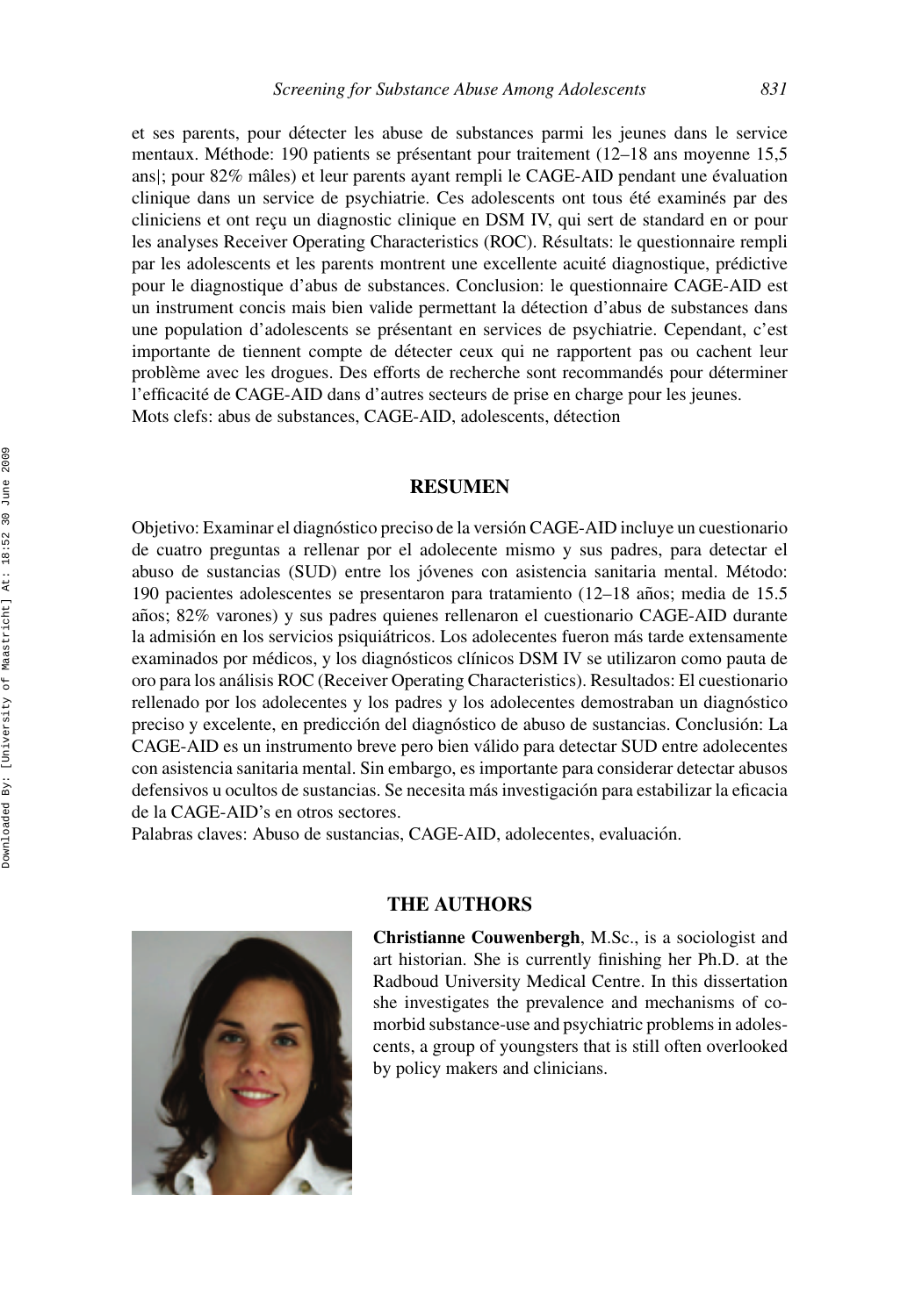et ses parents, pour détecter les abuse de substances parmi les jeunes dans le service mentaux. Méthode: 190 patients se présentant pour traitement (12–18 ans moyenne 15,5 ans|; pour 82% mâles) et leur parents ayant rempli le CAGE-AID pendant une évaluation clinique dans un service de psychiatrie. Ces adolescents ont tous été examinés par des cliniciens et ont reçu un diagnostic clinique en DSM IV, qui sert de standard en or pour les analyses Receiver Operating Characteristics (ROC). Résultats: le questionnaire rempli par les adolescents et les parents montrent une excellente acuité diagnostique, prédictive pour le diagnostique d'abus de substances. Conclusion: le questionnaire CAGE-AID est un instrument concis mais bien valide permettant la détection d'abus de substances dans une population d'adolescents se présentant en services de psychiatrie. Cependant, c'est importante de tiennent compte de détecter ceux qui ne rapportent pas ou cachent leur problème avec les drogues. Des efforts de recherche sont recommandés pour déterminer l'efficacité de CAGE-AID dans d'autres secteurs de prise en charge pour les jeunes.
Mots clefs: abus de substances, CAGE-AID, adolescents, détection

## RESUMEN

Objetivo: Examinar el diagnóstico preciso de la versión CAGE-AID incluye un cuestionario de cuatro preguntas a rellenar por el adolecente mismo y sus padres, para detectar el abuso de sustancias (SUD) entre los jóvenes con asistencia sanitaria mental. Método: 190 pacientes adolescentes se presentaron para tratamiento (12–18 años; media de 15.5 años; 82% varones) y sus padres quienes rellenaron el cuestionario CAGE-AID durante la admisión en los servicios psiquiátricos. Los adolecentes fueron más tarde extensamente examinados por médicos, y los diagnósticos clínicos DSM IV se utilizaron como pauta de oro para los análisis ROC (Receiver Operating Characteristics). Resultados: El cuestionario rellenado por los adolecentes y los padres y los adolecentes demostraban un diagnóstico preciso y excelente, en predicción del diagnóstico de abuso de sustancias. Conclusión: La CAGE-AID es un instrumento breve pero bien válido para detectar SUD entre adolecentes con asistencia sanitaria mental. Sin embargo, es importante para considerar detectar abusos defensivos u ocultos de sustancias. Se necesita más investigación para estabilizar la eficacia de la CAGE-AID's en otros sectores.
Palabras claves: Abuso de sustancias, CAGE-AID, adolecentes, evaluación.

## THE AUTHORS

**Christianne Couwenbergh**, M.Sc., is a sociologist and art historian. She is currently finishing her Ph.D. at the Radboud University Medical Centre. In this dissertation she investigates the prevalence and mechanisms of co-morbid substance-use and psychiatric problems in adolescents, a group of youngsters that is still often overlooked by policy makers and clinicians.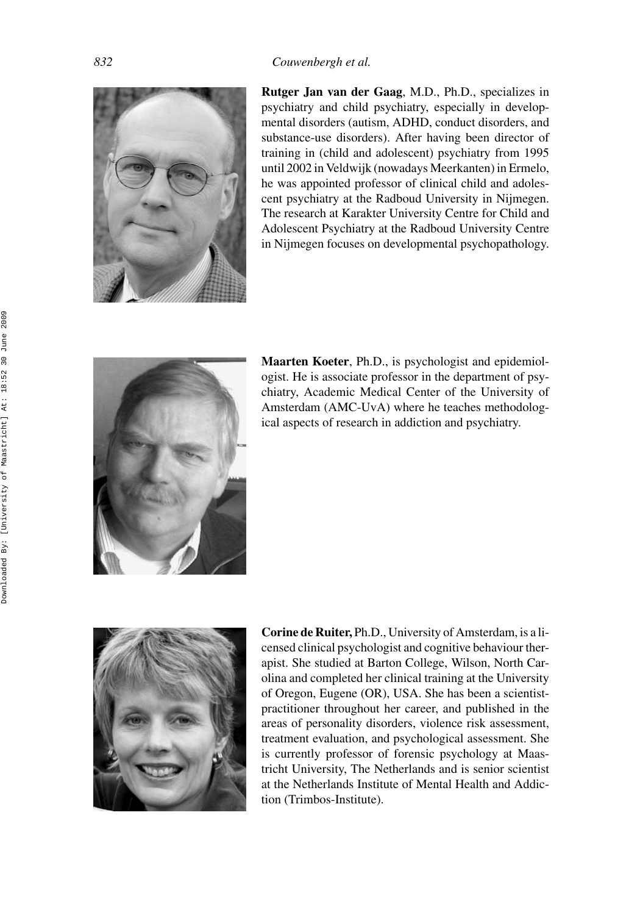**Rutger Jan van der Gaag**, M.D., Ph.D., specializes in psychiatry and child psychiatry, especially in developmental disorders (autism, ADHD, conduct disorders, and substance-use disorders). After having been director of training in (child and adolescent) psychiatry from 1995 until 2002 in Veldwijk (nowadays Meerkanten) in Ermelo, he was appointed professor of clinical child and adolescent psychiatry at the Radboud University in Nijmegen. The research at Karakter University Centre for Child and Adolescent Psychiatry at the Radboud University Centre in Nijmegen focuses on developmental psychopathology.

**Maarten Koeter**, Ph.D., is psychologist and epidemiologist. He is associate professor in the department of psychiatry, Academic Medical Center of the University of Amsterdam (AMC-UvA) where he teaches methodological aspects of research in addiction and psychiatry.

**Corine de Ruiter,** Ph.D., University of Amsterdam, is a licensed clinical psychologist and cognitive behaviour therapist. She studied at Barton College, Wilson, North Carolina and completed her clinical training at the University of Oregon, Eugene (OR), USA. She has been a scientist-practitioner throughout her career, and published in the areas of personality disorders, violence risk assessment, treatment evaluation, and psychological assessment. She is currently professor of forensic psychology at Maastricht University, The Netherlands and is senior scientist at the Netherlands Institute of Mental Health and Addiction (Trimbos-Institute).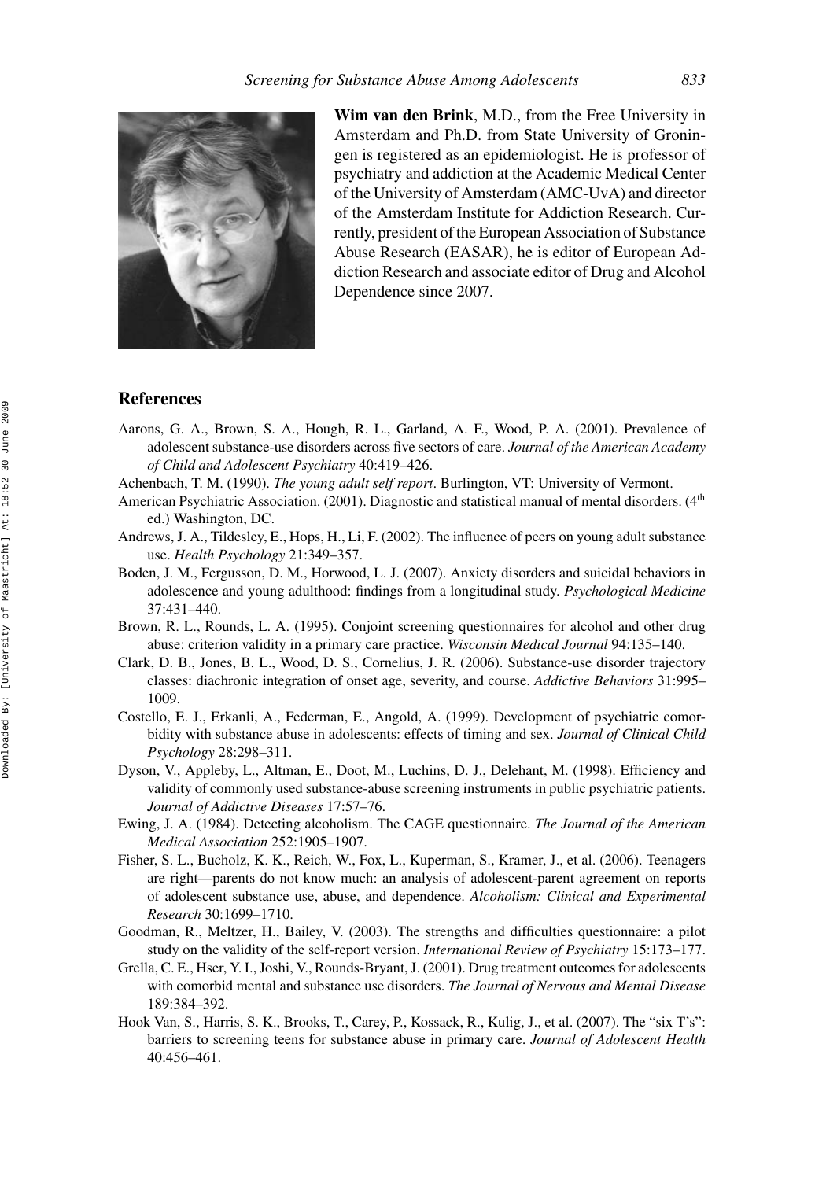**Wim van den Brink**, M.D., from the Free University in Amsterdam and Ph.D. from State University of Groningen is registered as an epidemiologist. He is professor of psychiatry and addiction at the Academic Medical Center of the University of Amsterdam (AMC-UvA) and director of the Amsterdam Institute for Addiction Research. Currently, president of the European Association of Substance Abuse Research (EASAR), he is editor of European Addiction Research and associate editor of Drug and Alcohol Dependence since 2007.

## References

Aarons, G. A., Brown, S. A., Hough, R. L., Garland, A. F., Wood, P. A. (2001). Prevalence of adolescent substance-use disorders across five sectors of care. *Journal of the American Academy of Child and Adolescent Psychiatry* 40:419–426.

Achenbach, T. M. (1990). *The young adult self report*. Burlington, VT: University of Vermont.

American Psychiatric Association. (2001). Diagnostic and statistical manual of mental disorders. (4th ed.) Washington, DC.

Andrews, J. A., Tildesley, E., Hops, H., Li, F. (2002). The influence of peers on young adult substance use. *Health Psychology* 21:349–357.

Boden, J. M., Fergusson, D. M., Horwood, L. J. (2007). Anxiety disorders and suicidal behaviors in adolescence and young adulthood: findings from a longitudinal study. *Psychological Medicine* 37:431–440.

Brown, R. L., Rounds, L. A. (1995). Conjoint screening questionnaires for alcohol and other drug abuse: criterion validity in a primary care practice. *Wisconsin Medical Journal* 94:135–140.

Clark, D. B., Jones, B. L., Wood, D. S., Cornelius, J. R. (2006). Substance-use disorder trajectory classes: diachronic integration of onset age, severity, and course. *Addictive Behaviors* 31:995–1009.

Costello, E. J., Erkanli, A., Federman, E., Angold, A. (1999). Development of psychiatric comorbidity with substance abuse in adolescents: effects of timing and sex. *Journal of Clinical Child Psychology* 28:298–311.

Dyson, V., Appleby, L., Altman, E., Doot, M., Luchins, D. J., Delehant, M. (1998). Efficiency and validity of commonly used substance-abuse screening instruments in public psychiatric patients. *Journal of Addictive Diseases* 17:57–76.

Ewing, J. A. (1984). Detecting alcoholism. The CAGE questionnaire. *The Journal of the American Medical Association* 252:1905–1907.

Fisher, S. L., Bucholz, K. K., Reich, W., Fox, L., Kuperman, S., Kramer, J., et al. (2006). Teenagers are right—parents do not know much: an analysis of adolescent-parent agreement on reports of adolescent substance use, abuse, and dependence. *Alcoholism: Clinical and Experimental Research* 30:1699–1710.

Goodman, R., Meltzer, H., Bailey, V. (2003). The strengths and difficulties questionnaire: a pilot study on the validity of the self-report version. *International Review of Psychiatry* 15:173–177.

Grella, C. E., Hser, Y. I., Joshi, V., Rounds-Bryant, J. (2001). Drug treatment outcomes for adolescents with comorbid mental and substance use disorders. *The Journal of Nervous and Mental Disease* 189:384–392.

Hook Van, S., Harris, S. K., Brooks, T., Carey, P., Kossack, R., Kulig, J., et al. (2007). The "six T's": barriers to screening teens for substance abuse in primary care. *Journal of Adolescent Health* 40:456–461.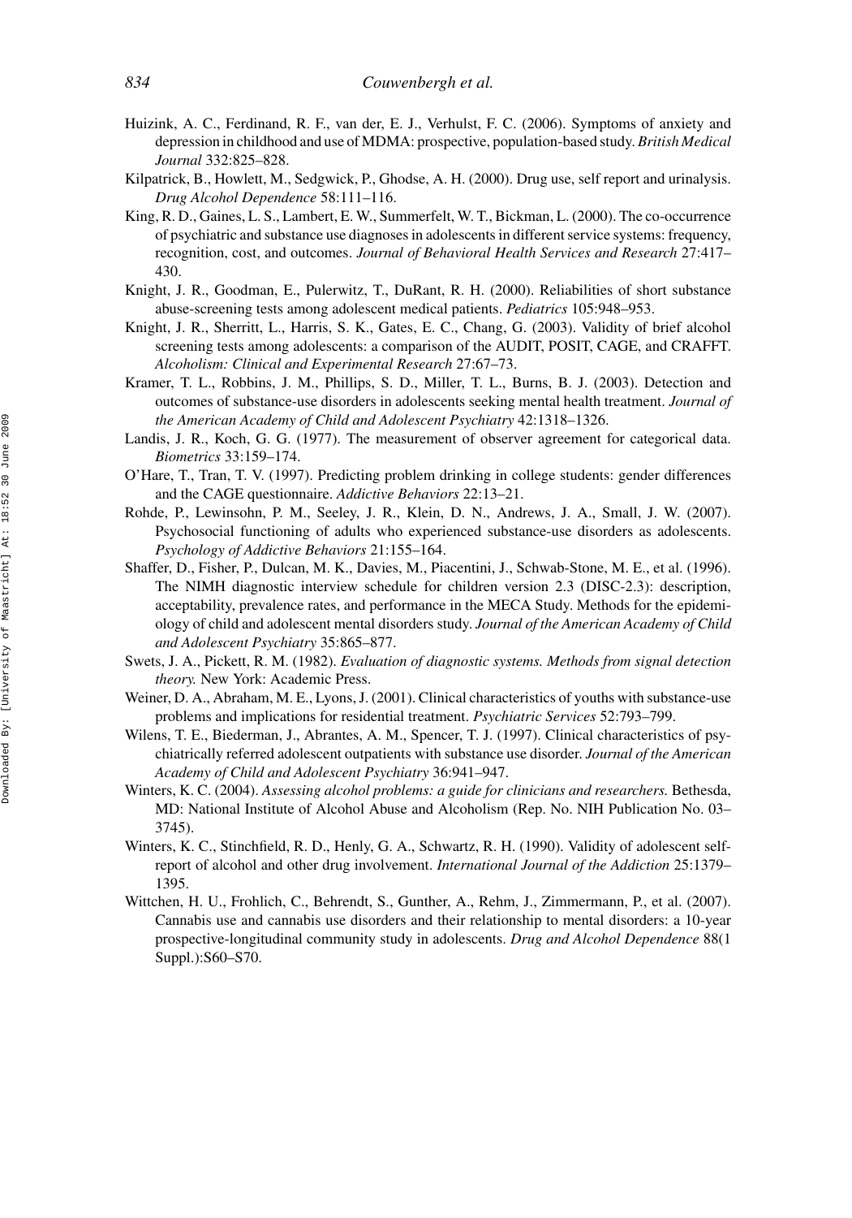Huizink, A. C., Ferdinand, R. F., van der, E. J., Verhulst, F. C. (2006). Symptoms of anxiety and depression in childhood and use of MDMA: prospective, population-based study. *British Medical Journal* 332:825–828.

Kilpatrick, B., Howlett, M., Sedgwick, P., Ghodse, A. H. (2000). Drug use, self report and urinalysis. *Drug Alcohol Dependence* 58:111–116.

King, R. D., Gaines, L. S., Lambert, E. W., Summerfelt, W. T., Bickman, L. (2000). The co-occurrence of psychiatric and substance use diagnoses in adolescents in different service systems: frequency, recognition, cost, and outcomes. *Journal of Behavioral Health Services and Research* 27:417–430.

Knight, J. R., Goodman, E., Pulerwitz, T., DuRant, R. H. (2000). Reliabilities of short substance abuse-screening tests among adolescent medical patients. *Pediatrics* 105:948–953.

Knight, J. R., Sherritt, L., Harris, S. K., Gates, E. C., Chang, G. (2003). Validity of brief alcohol screening tests among adolescents: a comparison of the AUDIT, POSIT, CAGE, and CRAFFT. *Alcoholism: Clinical and Experimental Research* 27:67–73.

Kramer, T. L., Robbins, J. M., Phillips, S. D., Miller, T. L., Burns, B. J. (2003). Detection and outcomes of substance-use disorders in adolescents seeking mental health treatment. *Journal of the American Academy of Child and Adolescent Psychiatry* 42:1318–1326.

Landis, J. R., Koch, G. G. (1977). The measurement of observer agreement for categorical data. *Biometrics* 33:159–174.

O'Hare, T., Tran, T. V. (1997). Predicting problem drinking in college students: gender differences and the CAGE questionnaire. *Addictive Behaviors* 22:13–21.

Rohde, P., Lewinsohn, P. M., Seeley, J. R., Klein, D. N., Andrews, J. A., Small, J. W. (2007). Psychosocial functioning of adults who experienced substance-use disorders as adolescents. *Psychology of Addictive Behaviors* 21:155–164.

Shaffer, D., Fisher, P., Dulcan, M. K., Davies, M., Piacentini, J., Schwab-Stone, M. E., et al. (1996). The NIMH diagnostic interview schedule for children version 2.3 (DISC-2.3): description, acceptability, prevalence rates, and performance in the MECA Study. Methods for the epidemiology of child and adolescent mental disorders study. *Journal of the American Academy of Child and Adolescent Psychiatry* 35:865–877.

Swets, J. A., Pickett, R. M. (1982). *Evaluation of diagnostic systems. Methods from signal detection theory.* New York: Academic Press.

Weiner, D. A., Abraham, M. E., Lyons, J. (2001). Clinical characteristics of youths with substance-use problems and implications for residential treatment. *Psychiatric Services* 52:793–799.

Wilens, T. E., Biederman, J., Abrantes, A. M., Spencer, T. J. (1997). Clinical characteristics of psychiatrically referred adolescent outpatients with substance use disorder. *Journal of the American Academy of Child and Adolescent Psychiatry* 36:941–947.

Winters, K. C. (2004). *Assessing alcohol problems: a guide for clinicians and researchers.* Bethesda, MD: National Institute of Alcohol Abuse and Alcoholism (Rep. No. NIH Publication No. 03–3745).

Winters, K. C., Stinchfield, R. D., Henly, G. A., Schwartz, R. H. (1990). Validity of adolescent self-report of alcohol and other drug involvement. *International Journal of the Addiction* 25:1379–1395.

Wittchen, H. U., Frohlich, C., Behrendt, S., Gunther, A., Rehm, J., Zimmermann, P., et al. (2007). Cannabis use and cannabis use disorders and their relationship to mental disorders: a 10-year prospective-longitudinal community study in adolescents. *Drug and Alcohol Dependence* 88(1 Suppl.):S60–S70.